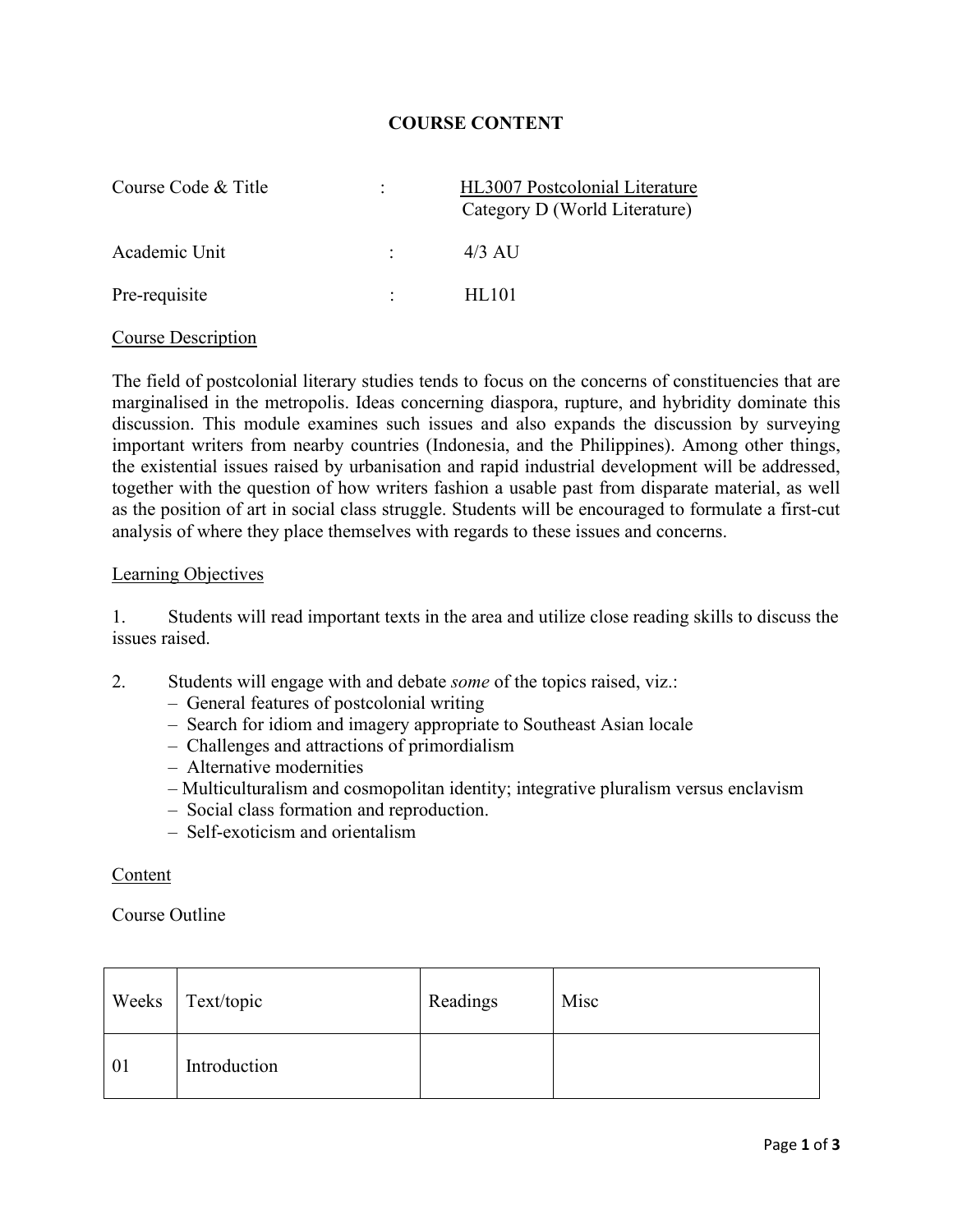# COURSE CONTENT

| | | |
|---|---|---|
| Course Code & Title | : | HL3007 Postcolonial Literature<br>Category D (World Literature) |
| Academic Unit | : | 4/3 AU |
| Pre-requisite | : | HL101 |

## Course Description

The field of postcolonial literary studies tends to focus on the concerns of constituencies that are marginalised in the metropolis. Ideas concerning diaspora, rupture, and hybridity dominate this discussion. This module examines such issues and also expands the discussion by surveying important writers from nearby countries (Indonesia, and the Philippines). Among other things, the existential issues raised by urbanisation and rapid industrial development will be addressed, together with the question of how writers fashion a usable past from disparate material, as well as the position of art in social class struggle. Students will be encouraged to formulate a first-cut analysis of where they place themselves with regards to these issues and concerns.

## Learning Objectives

1. Students will read important texts in the area and utilize close reading skills to discuss the issues raised.

2. Students will engage with and debate *some* of the topics raised, viz.:
   - General features of postcolonial writing
   - Search for idiom and imagery appropriate to Southeast Asian locale
   - Challenges and attractions of primordialism
   - Alternative modernities
   - Multiculturalism and cosmopolitan identity; integrative pluralism versus enclavism
   - Social class formation and reproduction.
   - Self-exoticism and orientalism

## Content

Course Outline

| Weeks | Text/topic | Readings | Misc |
|---|---|---|---|
| 01 | Introduction | | |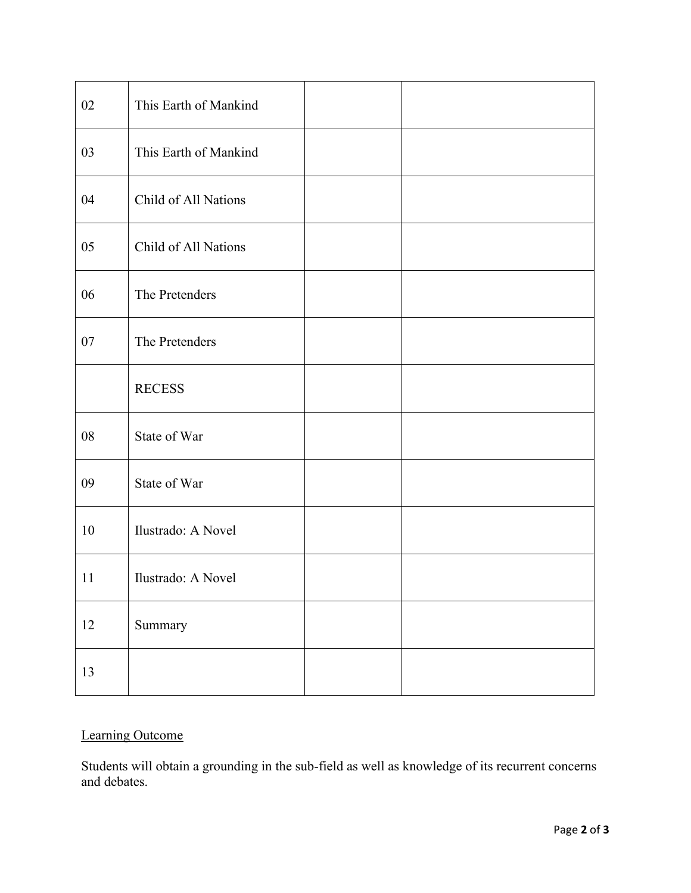| | | | |
|---|---|---|---|
| 02 | This Earth of Mankind | | |
| 03 | This Earth of Mankind | | |
| 04 | Child of All Nations | | |
| 05 | Child of All Nations | | |
| 06 | The Pretenders | | |
| 07 | The Pretenders | | |
| | RECESS | | |
| 08 | State of War | | |
| 09 | State of War | | |
| 10 | Ilustrado: A Novel | | |
| 11 | Ilustrado: A Novel | | |
| 12 | Summary | | |
| 13 | | | |

<u>Learning Outcome</u>

Students will obtain a grounding in the sub-field as well as knowledge of its recurrent concerns and debates.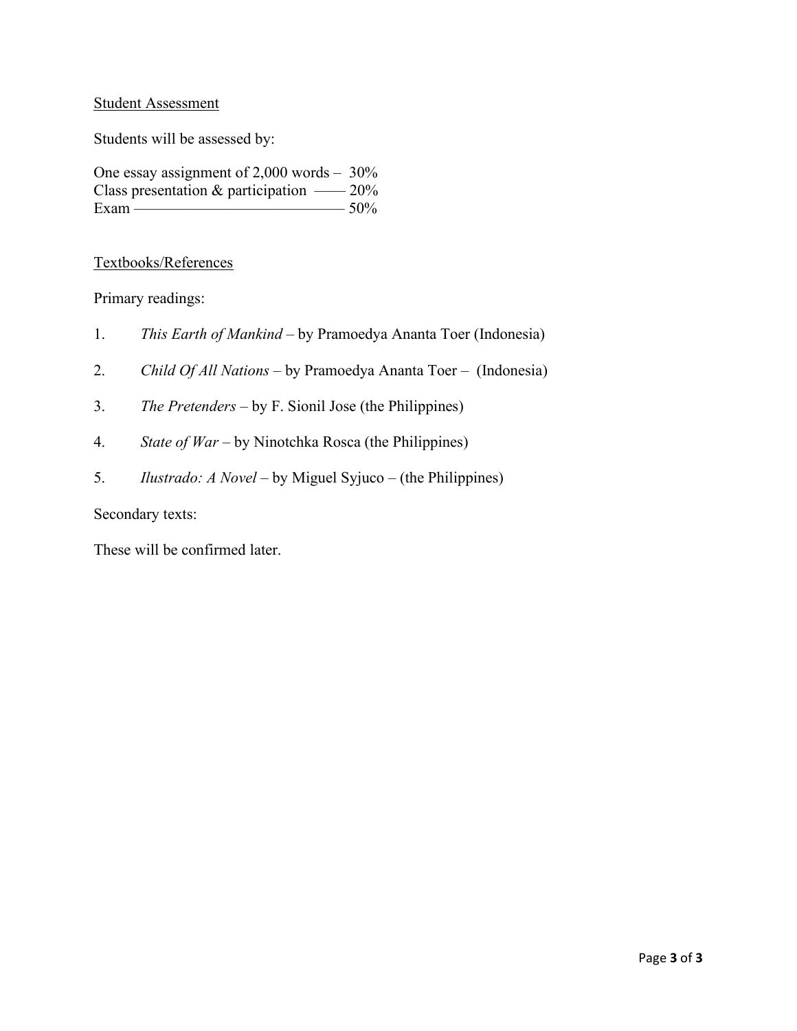Student Assessment

Students will be assessed by:

One essay assignment of 2,000 words – 30%  
Class presentation & participation —— 20%  
Exam ——————————————— 50%

Textbooks/References

Primary readings:

1. *This Earth of Mankind* – by Pramoedya Ananta Toer (Indonesia)
2. *Child Of All Nations* – by Pramoedya Ananta Toer – (Indonesia)
3. *The Pretenders* – by F. Sionil Jose (the Philippines)
4. *State of War* – by Ninotchka Rosca (the Philippines)
5. *Ilustrado: A Novel* – by Miguel Syjuco – (the Philippines)

Secondary texts:

These will be confirmed later.